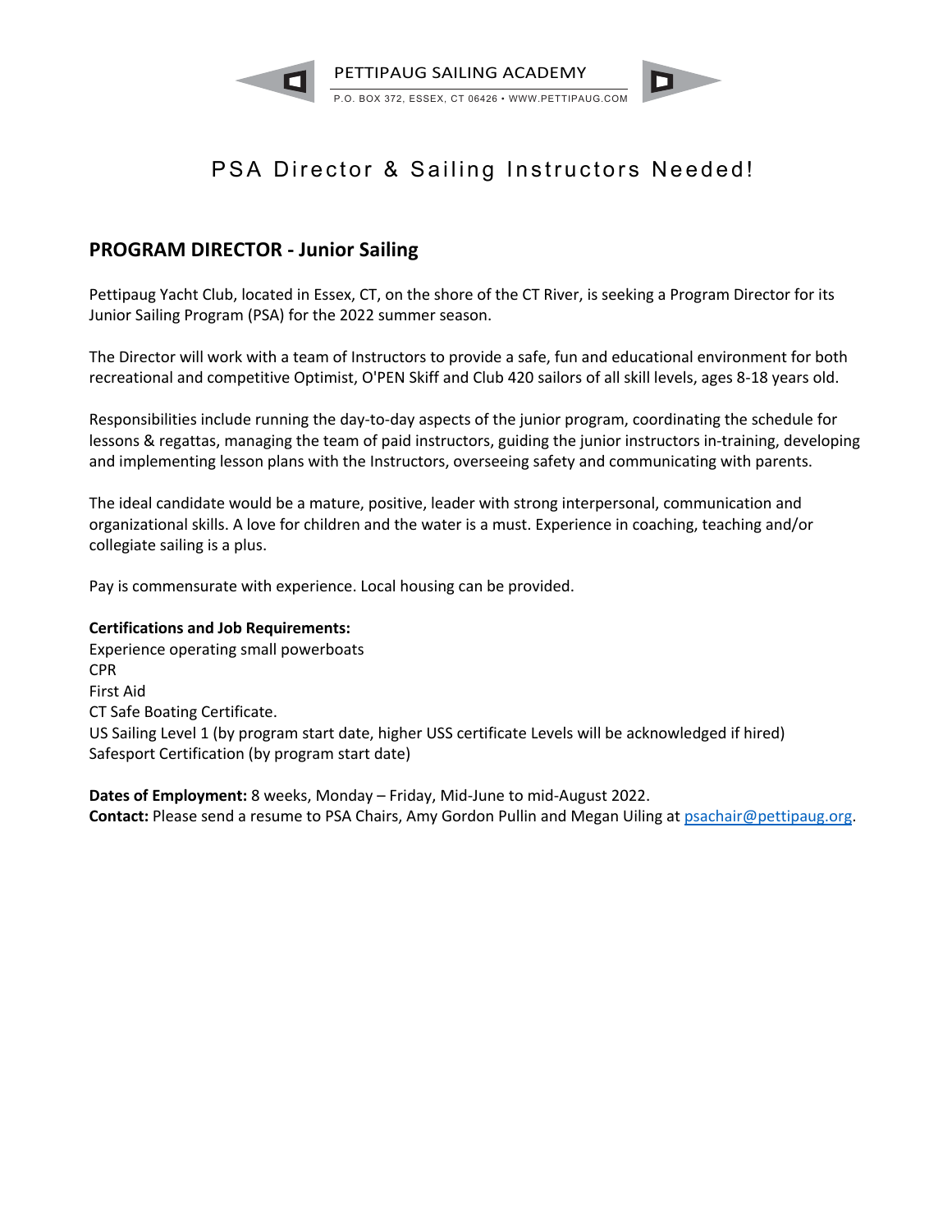PETTIPAUG SAILING ACADEMY

P.O. BOX 372, ESSEX, CT 06426 • WWW.PETTIPAUG.COM

# PSA Director & Sailing Instructors Needed!

## PROGRAM DIRECTOR - Junior Sailing

Pettipaug Yacht Club, located in Essex, CT, on the shore of the CT River, is seeking a Program Director for its Junior Sailing Program (PSA) for the 2022 summer season.

The Director will work with a team of Instructors to provide a safe, fun and educational environment for both recreational and competitive Optimist, O'PEN Skiff and Club 420 sailors of all skill levels, ages 8-18 years old.

Responsibilities include running the day-to-day aspects of the junior program, coordinating the schedule for lessons & regattas, managing the team of paid instructors, guiding the junior instructors in-training, developing and implementing lesson plans with the Instructors, overseeing safety and communicating with parents.

The ideal candidate would be a mature, positive, leader with strong interpersonal, communication and organizational skills. A love for children and the water is a must. Experience in coaching, teaching and/or collegiate sailing is a plus.

Pay is commensurate with experience. Local housing can be provided.

**Certifications and Job Requirements:**
Experience operating small powerboats
CPR
First Aid
CT Safe Boating Certificate.
US Sailing Level 1 (by program start date, higher USS certificate Levels will be acknowledged if hired)
Safesport Certification (by program start date)

**Dates of Employment:** 8 weeks, Monday – Friday, Mid-June to mid-August 2022.
**Contact:** Please send a resume to PSA Chairs, Amy Gordon Pullin and Megan Uiling at psachair@pettipaug.org.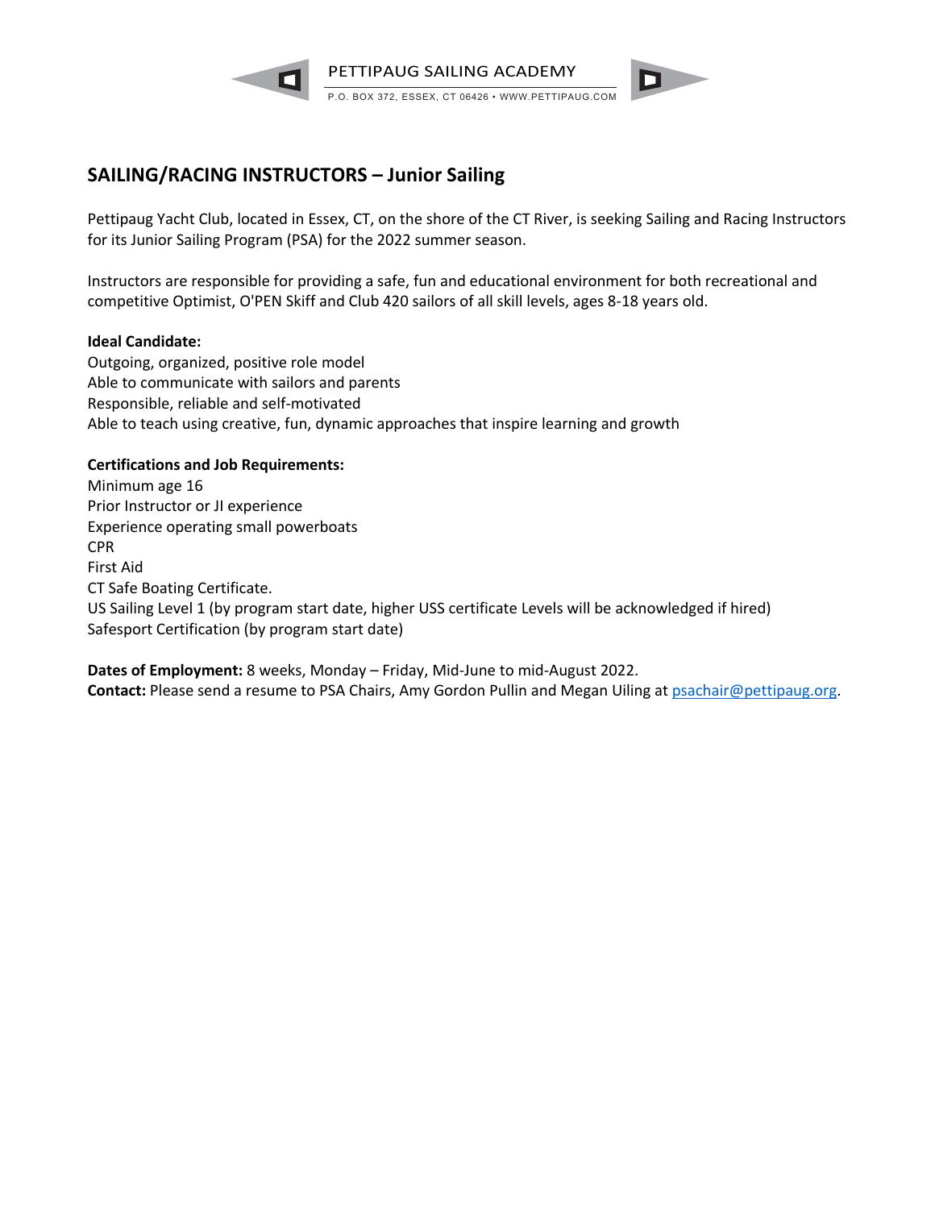PETTIPAUG SAILING ACADEMY

P.O. BOX 372, ESSEX, CT 06426 • WWW.PETTIPAUG.COM

## SAILING/RACING INSTRUCTORS – Junior Sailing

Pettipaug Yacht Club, located in Essex, CT, on the shore of the CT River, is seeking Sailing and Racing Instructors for its Junior Sailing Program (PSA) for the 2022 summer season.

Instructors are responsible for providing a safe, fun and educational environment for both recreational and competitive Optimist, O'PEN Skiff and Club 420 sailors of all skill levels, ages 8-18 years old.

**Ideal Candidate:**
Outgoing, organized, positive role model
Able to communicate with sailors and parents
Responsible, reliable and self-motivated
Able to teach using creative, fun, dynamic approaches that inspire learning and growth

**Certifications and Job Requirements:**
Minimum age 16
Prior Instructor or JI experience
Experience operating small powerboats
CPR
First Aid
CT Safe Boating Certificate.
US Sailing Level 1 (by program start date, higher USS certificate Levels will be acknowledged if hired)
Safesport Certification (by program start date)

**Dates of Employment:** 8 weeks, Monday – Friday, Mid-June to mid-August 2022.
**Contact:** Please send a resume to PSA Chairs, Amy Gordon Pullin and Megan Uiling at psachair@pettipaug.org.